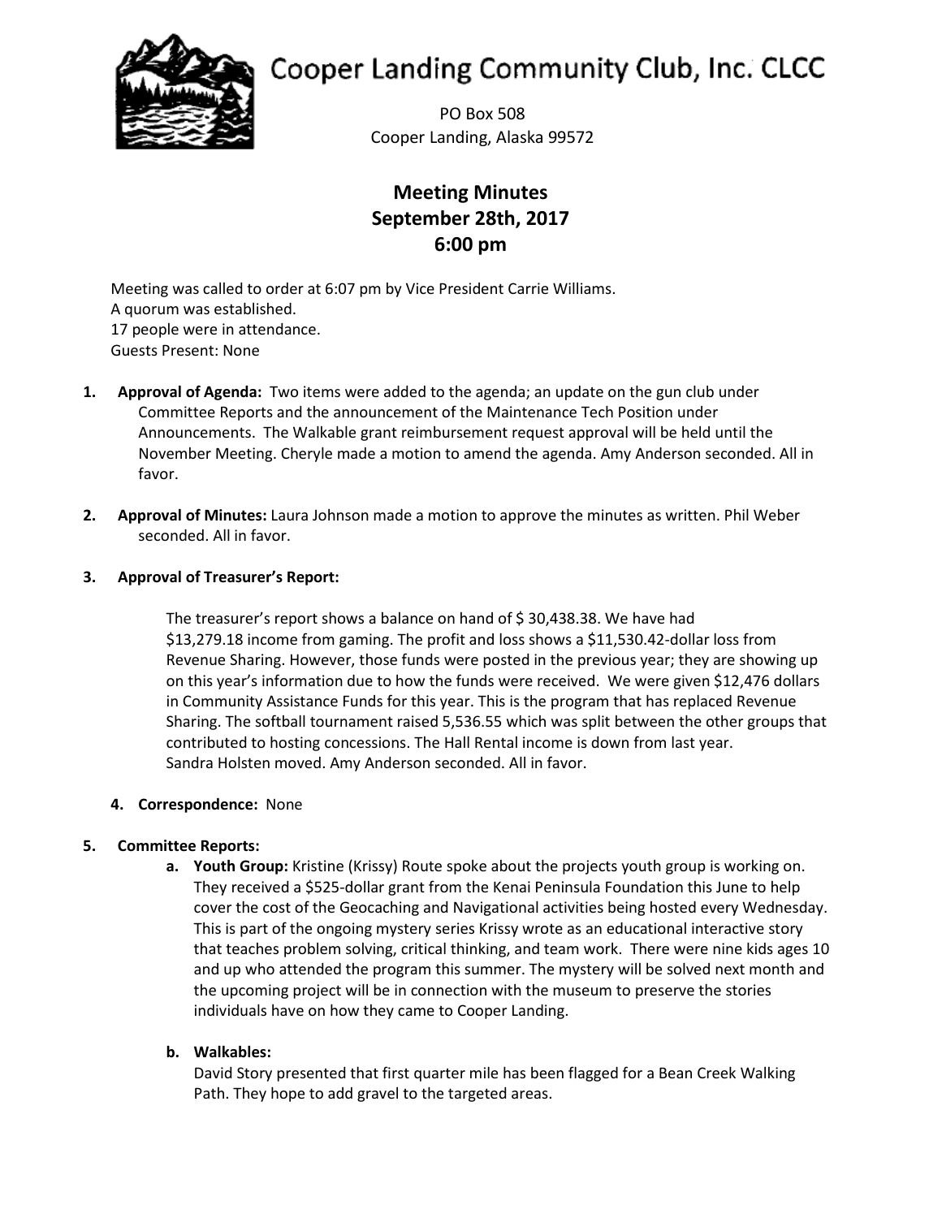# Cooper Landing Community Club, Inc. CLCC

PO Box 508
Cooper Landing, Alaska 99572

## Meeting Minutes
## September 28th, 2017
## 6:00 pm

Meeting was called to order at 6:07 pm by Vice President Carrie Williams.
A quorum was established.
17 people were in attendance.
Guests Present: None

1. **Approval of Agenda:** Two items were added to the agenda; an update on the gun club under Committee Reports and the announcement of the Maintenance Tech Position under Announcements. The Walkable grant reimbursement request approval will be held until the November Meeting. Cheryle made a motion to amend the agenda. Amy Anderson seconded. All in favor.

2. **Approval of Minutes:** Laura Johnson made a motion to approve the minutes as written. Phil Weber seconded. All in favor.

3. **Approval of Treasurer's Report:**

   The treasurer's report shows a balance on hand of $ 30,438.38. We have had $13,279.18 income from gaming. The profit and loss shows a $11,530.42-dollar loss from Revenue Sharing. However, those funds were posted in the previous year; they are showing up on this year's information due to how the funds were received. We were given $12,476 dollars in Community Assistance Funds for this year. This is the program that has replaced Revenue Sharing. The softball tournament raised 5,536.55 which was split between the other groups that contributed to hosting concessions. The Hall Rental income is down from last year. Sandra Holsten moved. Amy Anderson seconded. All in favor.

4. **Correspondence:** None

5. **Committee Reports:**
   a. **Youth Group:** Kristine (Krissy) Route spoke about the projects youth group is working on. They received a $525-dollar grant from the Kenai Peninsula Foundation this June to help cover the cost of the Geocaching and Navigational activities being hosted every Wednesday. This is part of the ongoing mystery series Krissy wrote as an educational interactive story that teaches problem solving, critical thinking, and team work. There were nine kids ages 10 and up who attended the program this summer. The mystery will be solved next month and the upcoming project will be in connection with the museum to preserve the stories individuals have on how they came to Cooper Landing.

   b. **Walkables:**
   David Story presented that first quarter mile has been flagged for a Bean Creek Walking Path. They hope to add gravel to the targeted areas.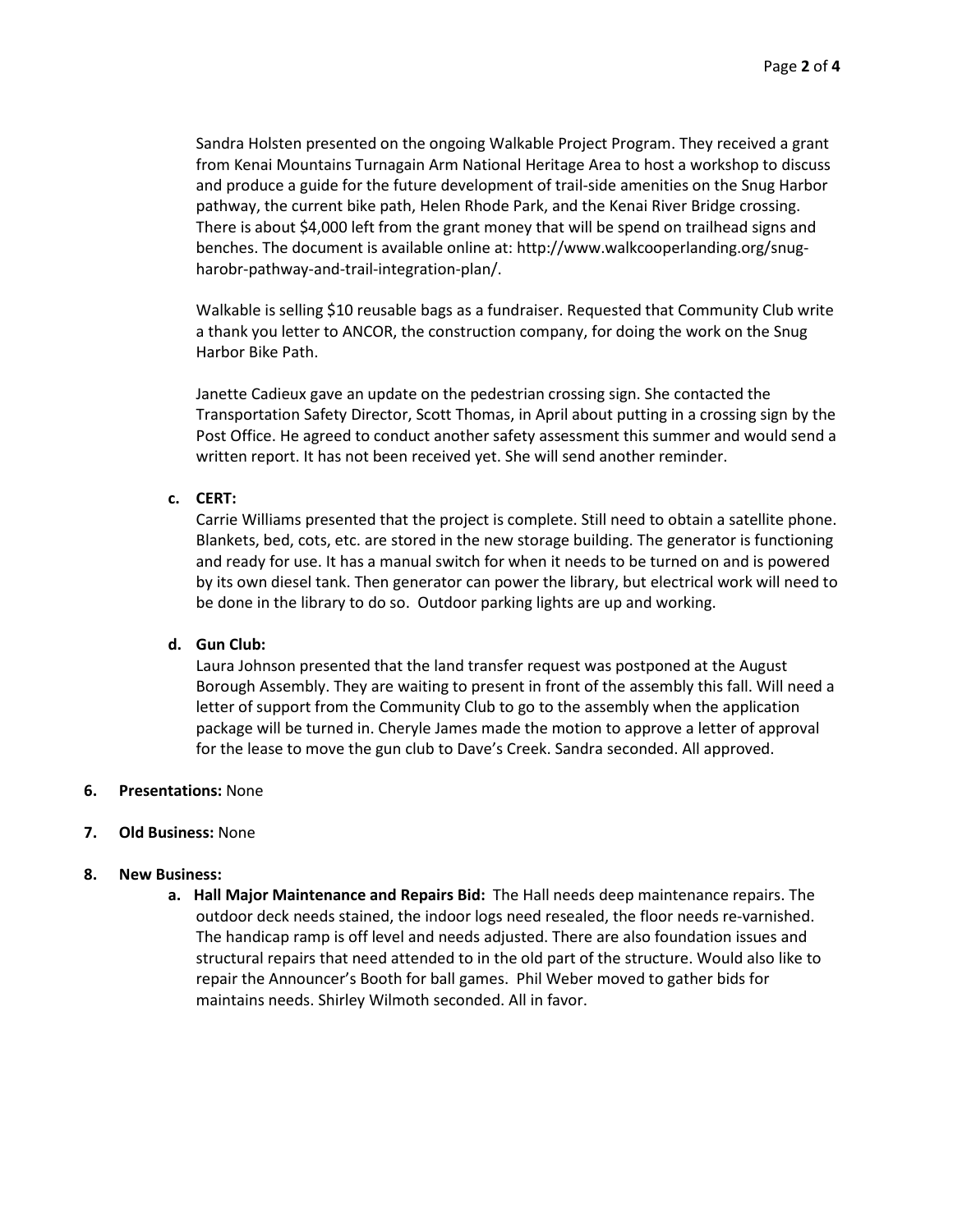Sandra Holsten presented on the ongoing Walkable Project Program. They received a grant from Kenai Mountains Turnagain Arm National Heritage Area to host a workshop to discuss and produce a guide for the future development of trail-side amenities on the Snug Harbor pathway, the current bike path, Helen Rhode Park, and the Kenai River Bridge crossing. There is about $4,000 left from the grant money that will be spend on trailhead signs and benches. The document is available online at: http://www.walkcooperlanding.org/snug-harobr-pathway-and-trail-integration-plan/.

Walkable is selling $10 reusable bags as a fundraiser. Requested that Community Club write a thank you letter to ANCOR, the construction company, for doing the work on the Snug Harbor Bike Path.

Janette Cadieux gave an update on the pedestrian crossing sign. She contacted the Transportation Safety Director, Scott Thomas, in April about putting in a crossing sign by the Post Office. He agreed to conduct another safety assessment this summer and would send a written report. It has not been received yet. She will send another reminder.

**c. CERT:**

Carrie Williams presented that the project is complete. Still need to obtain a satellite phone. Blankets, bed, cots, etc. are stored in the new storage building. The generator is functioning and ready for use. It has a manual switch for when it needs to be turned on and is powered by its own diesel tank. Then generator can power the library, but electrical work will need to be done in the library to do so. Outdoor parking lights are up and working.

**d. Gun Club:**

Laura Johnson presented that the land transfer request was postponed at the August Borough Assembly. They are waiting to present in front of the assembly this fall. Will need a letter of support from the Community Club to go to the assembly when the application package will be turned in. Cheryle James made the motion to approve a letter of approval for the lease to move the gun club to Dave's Creek. Sandra seconded. All approved.

**6. Presentations:** None

**7. Old Business:** None

**8. New Business:**

**a. Hall Major Maintenance and Repairs Bid:** The Hall needs deep maintenance repairs. The outdoor deck needs stained, the indoor logs need resealed, the floor needs re-varnished. The handicap ramp is off level and needs adjusted. There are also foundation issues and structural repairs that need attended to in the old part of the structure. Would also like to repair the Announcer's Booth for ball games. Phil Weber moved to gather bids for maintains needs. Shirley Wilmoth seconded. All in favor.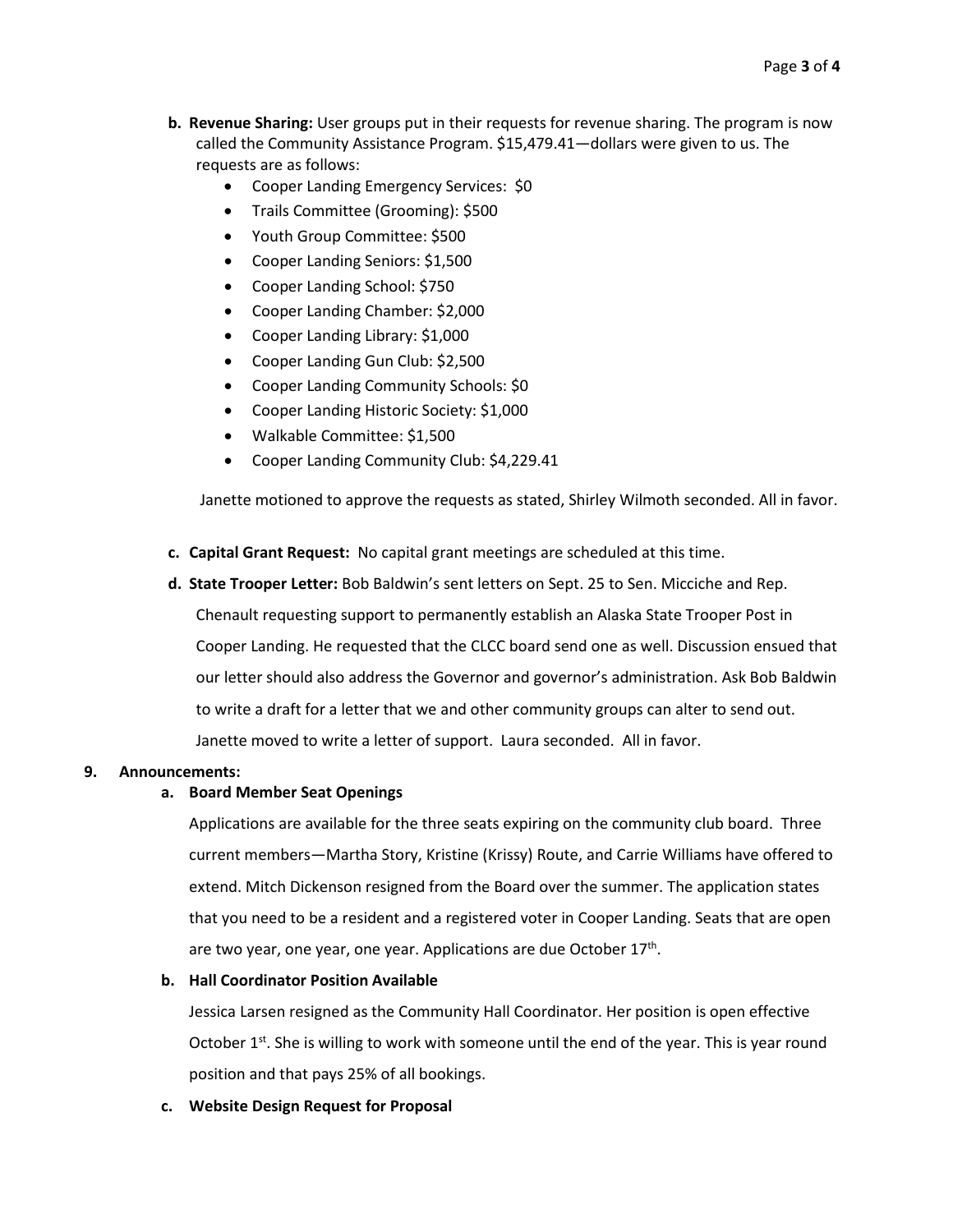- **b. Revenue Sharing:** User groups put in their requests for revenue sharing. The program is now called the Community Assistance Program. $15,479.41—dollars were given to us. The requests are as follows:
  - Cooper Landing Emergency Services: $0
  - Trails Committee (Grooming): $500
  - Youth Group Committee: $500
  - Cooper Landing Seniors: $1,500
  - Cooper Landing School: $750
  - Cooper Landing Chamber: $2,000
  - Cooper Landing Library: $1,000
  - Cooper Landing Gun Club: $2,500
  - Cooper Landing Community Schools: $0
  - Cooper Landing Historic Society: $1,000
  - Walkable Committee: $1,500
  - Cooper Landing Community Club: $4,229.41

  Janette motioned to approve the requests as stated, Shirley Wilmoth seconded. All in favor.

- **c. Capital Grant Request:** No capital grant meetings are scheduled at this time.

- **d. State Trooper Letter:** Bob Baldwin's sent letters on Sept. 25 to Sen. Micciche and Rep. Chenault requesting support to permanently establish an Alaska State Trooper Post in Cooper Landing. He requested that the CLCC board send one as well. Discussion ensued that our letter should also address the Governor and governor's administration. Ask Bob Baldwin to write a draft for a letter that we and other community groups can alter to send out. Janette moved to write a letter of support. Laura seconded. All in favor.

**9. Announcements:**

**a. Board Member Seat Openings**

Applications are available for the three seats expiring on the community club board. Three current members—Martha Story, Kristine (Krissy) Route, and Carrie Williams have offered to extend. Mitch Dickenson resigned from the Board over the summer. The application states that you need to be a resident and a registered voter in Cooper Landing. Seats that are open are two year, one year, one year. Applications are due October 17th.

**b. Hall Coordinator Position Available**

Jessica Larsen resigned as the Community Hall Coordinator. Her position is open effective October 1st. She is willing to work with someone until the end of the year. This is year round position and that pays 25% of all bookings.

**c. Website Design Request for Proposal**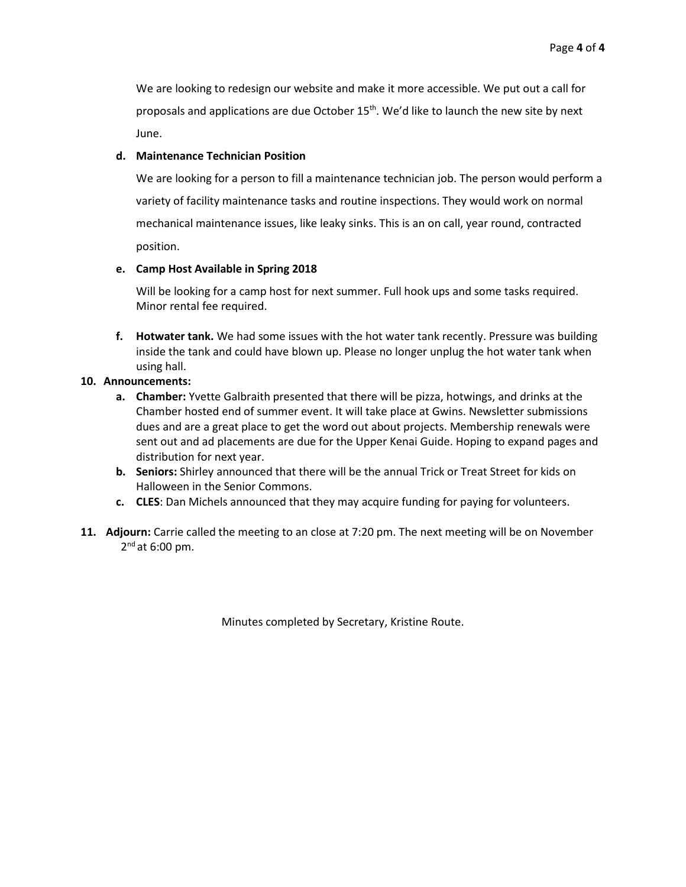We are looking to redesign our website and make it more accessible. We put out a call for proposals and applications are due October 15th. We'd like to launch the new site by next June.

**d. Maintenance Technician Position**

We are looking for a person to fill a maintenance technician job. The person would perform a variety of facility maintenance tasks and routine inspections. They would work on normal mechanical maintenance issues, like leaky sinks. This is an on call, year round, contracted position.

**e. Camp Host Available in Spring 2018**

Will be looking for a camp host for next summer. Full hook ups and some tasks required. Minor rental fee required.

**f. Hotwater tank.** We had some issues with the hot water tank recently. Pressure was building inside the tank and could have blown up. Please no longer unplug the hot water tank when using hall.

**10. Announcements:**

a. **Chamber:** Yvette Galbraith presented that there will be pizza, hotwings, and drinks at the Chamber hosted end of summer event. It will take place at Gwins. Newsletter submissions dues and are a great place to get the word out about projects. Membership renewals were sent out and ad placements are due for the Upper Kenai Guide. Hoping to expand pages and distribution for next year.

b. **Seniors:** Shirley announced that there will be the annual Trick or Treat Street for kids on Halloween in the Senior Commons.

c. **CLES**: Dan Michels announced that they may acquire funding for paying for volunteers.

**11. Adjourn:** Carrie called the meeting to an close at 7:20 pm. The next meeting will be on November 2nd at 6:00 pm.

Minutes completed by Secretary, Kristine Route.